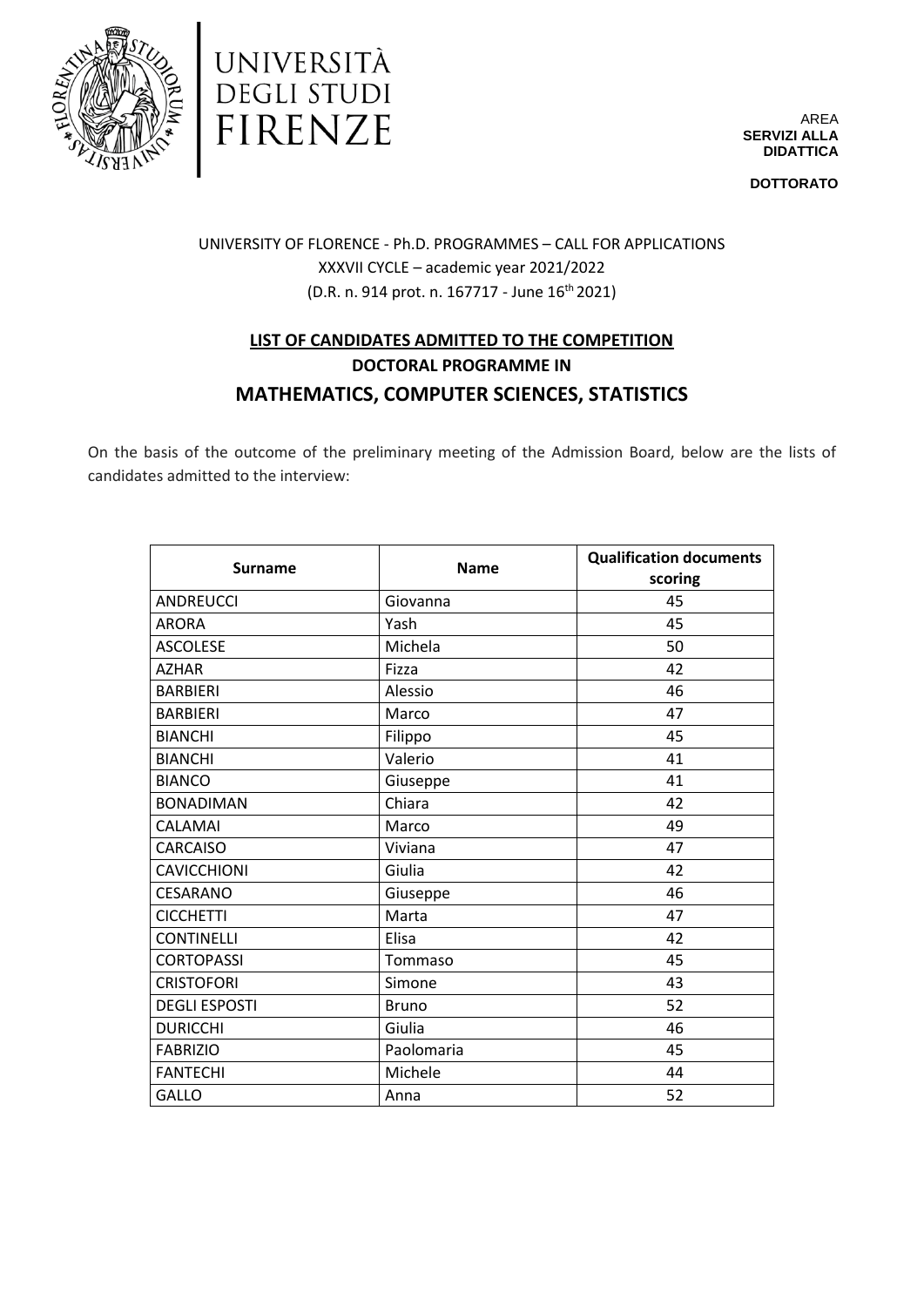UNIVERSITÀ
DEGLI STUDI
FIRENZE

AREA
**SERVIZI ALLA DIDATTICA**

**DOTTORATO**

UNIVERSITY OF FLORENCE - Ph.D. PROGRAMMES – CALL FOR APPLICATIONS
XXXVII CYCLE – academic year 2021/2022
(D.R. n. 914 prot. n. 167717 - June 16th 2021)

## LIST OF CANDIDATES ADMITTED TO THE COMPETITION

### DOCTORAL PROGRAMME IN

## MATHEMATICS, COMPUTER SCIENCES, STATISTICS

On the basis of the outcome of the preliminary meeting of the Admission Board, below are the lists of candidates admitted to the interview:

| Surname | Name | Qualification documents scoring |
|---|---|---|
| ANDREUCCI | Giovanna | 45 |
| ARORA | Yash | 45 |
| ASCOLESE | Michela | 50 |
| AZHAR | Fizza | 42 |
| BARBIERI | Alessio | 46 |
| BARBIERI | Marco | 47 |
| BIANCHI | Filippo | 45 |
| BIANCHI | Valerio | 41 |
| BIANCO | Giuseppe | 41 |
| BONADIMAN | Chiara | 42 |
| CALAMAI | Marco | 49 |
| CARCAISO | Viviana | 47 |
| CAVICCHIONI | Giulia | 42 |
| CESARANO | Giuseppe | 46 |
| CICCHETTI | Marta | 47 |
| CONTINELLI | Elisa | 42 |
| CORTOPASSI | Tommaso | 45 |
| CRISTOFORI | Simone | 43 |
| DEGLI ESPOSTI | Bruno | 52 |
| DURICCHI | Giulia | 46 |
| FABRIZIO | Paolomaria | 45 |
| FANTECHI | Michele | 44 |
| GALLO | Anna | 52 |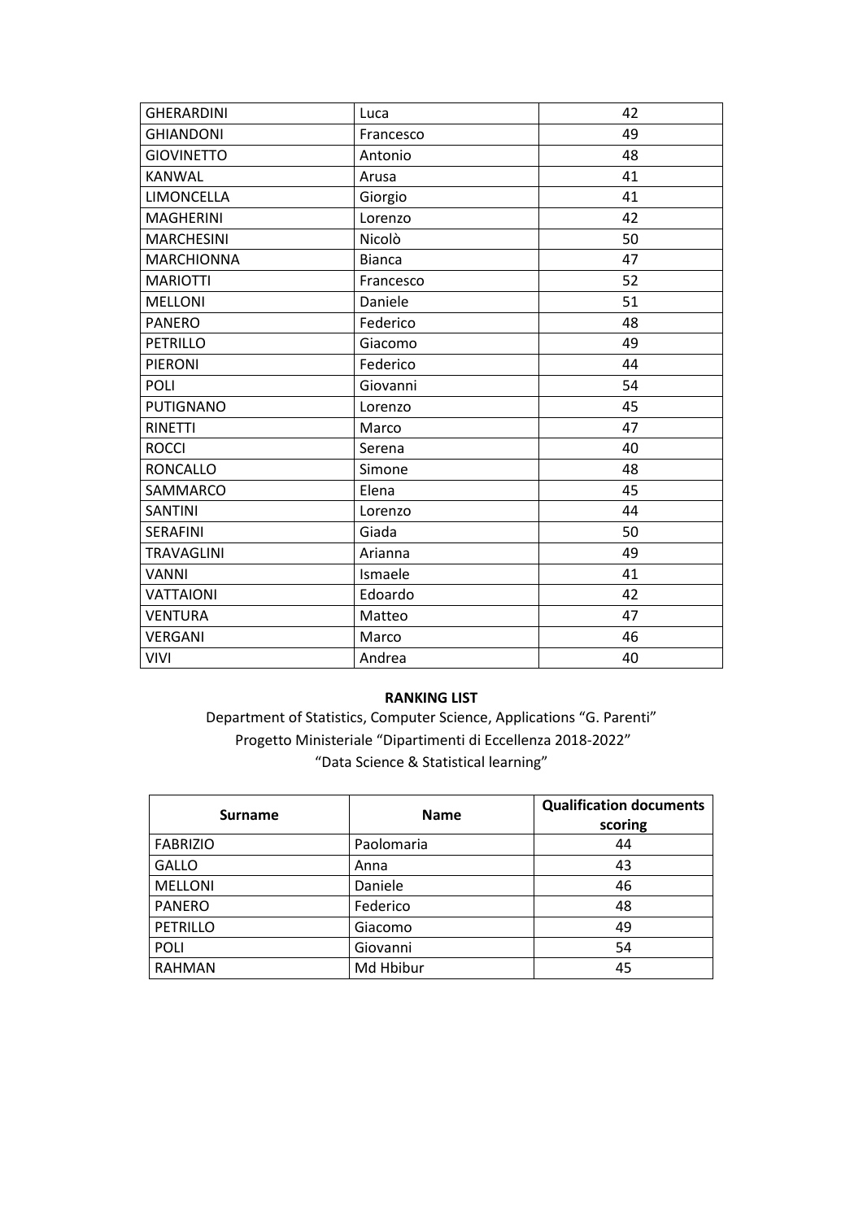| GHERARDINI | Luca | 42 |
|---|---|---|
| GHIANDONI | Francesco | 49 |
| GIOVINETTO | Antonio | 48 |
| KANWAL | Arusa | 41 |
| LIMONCELLA | Giorgio | 41 |
| MAGHERINI | Lorenzo | 42 |
| MARCHESINI | Nicolò | 50 |
| MARCHIONNA | Bianca | 47 |
| MARIOTTI | Francesco | 52 |
| MELLONI | Daniele | 51 |
| PANERO | Federico | 48 |
| PETRILLO | Giacomo | 49 |
| PIERONI | Federico | 44 |
| POLI | Giovanni | 54 |
| PUTIGNANO | Lorenzo | 45 |
| RINETTI | Marco | 47 |
| ROCCI | Serena | 40 |
| RONCALLO | Simone | 48 |
| SAMMARCO | Elena | 45 |
| SANTINI | Lorenzo | 44 |
| SERAFINI | Giada | 50 |
| TRAVAGLINI | Arianna | 49 |
| VANNI | Ismaele | 41 |
| VATTAIONI | Edoardo | 42 |
| VENTURA | Matteo | 47 |
| VERGANI | Marco | 46 |
| VIVI | Andrea | 40 |

**RANKING LIST**

Department of Statistics, Computer Science, Applications "G. Parenti"
Progetto Ministeriale "Dipartimenti di Eccellenza 2018-2022"
"Data Science & Statistical learning"

| Surname | Name | Qualification documents scoring |
|---|---|---|
| FABRIZIO | Paolomaria | 44 |
| GALLO | Anna | 43 |
| MELLONI | Daniele | 46 |
| PANERO | Federico | 48 |
| PETRILLO | Giacomo | 49 |
| POLI | Giovanni | 54 |
| RAHMAN | Md Hbibur | 45 |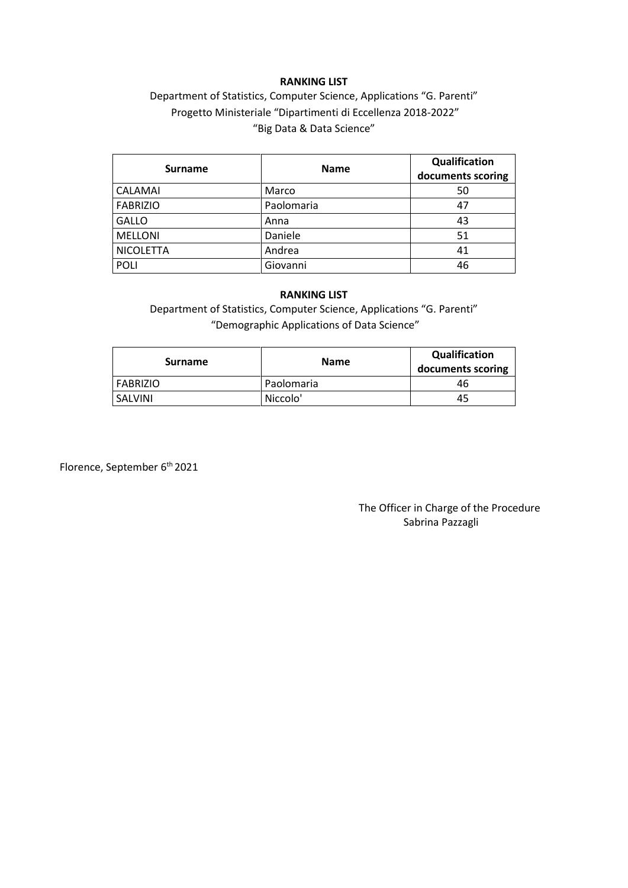**RANKING LIST**

Department of Statistics, Computer Science, Applications "G. Parenti"
Progetto Ministeriale "Dipartimenti di Eccellenza 2018-2022"
"Big Data & Data Science"

| Surname | Name | Qualification documents scoring |
| --- | --- | --- |
| CALAMAI | Marco | 50 |
| FABRIZIO | Paolomaria | 47 |
| GALLO | Anna | 43 |
| MELLONI | Daniele | 51 |
| NICOLETTA | Andrea | 41 |
| POLI | Giovanni | 46 |

**RANKING LIST**

Department of Statistics, Computer Science, Applications "G. Parenti"
"Demographic Applications of Data Science"

| Surname | Name | Qualification documents scoring |
| --- | --- | --- |
| FABRIZIO | Paolomaria | 46 |
| SALVINI | Niccolo' | 45 |

Florence, September 6th 2021

The Officer in Charge of the Procedure
Sabrina Pazzagli